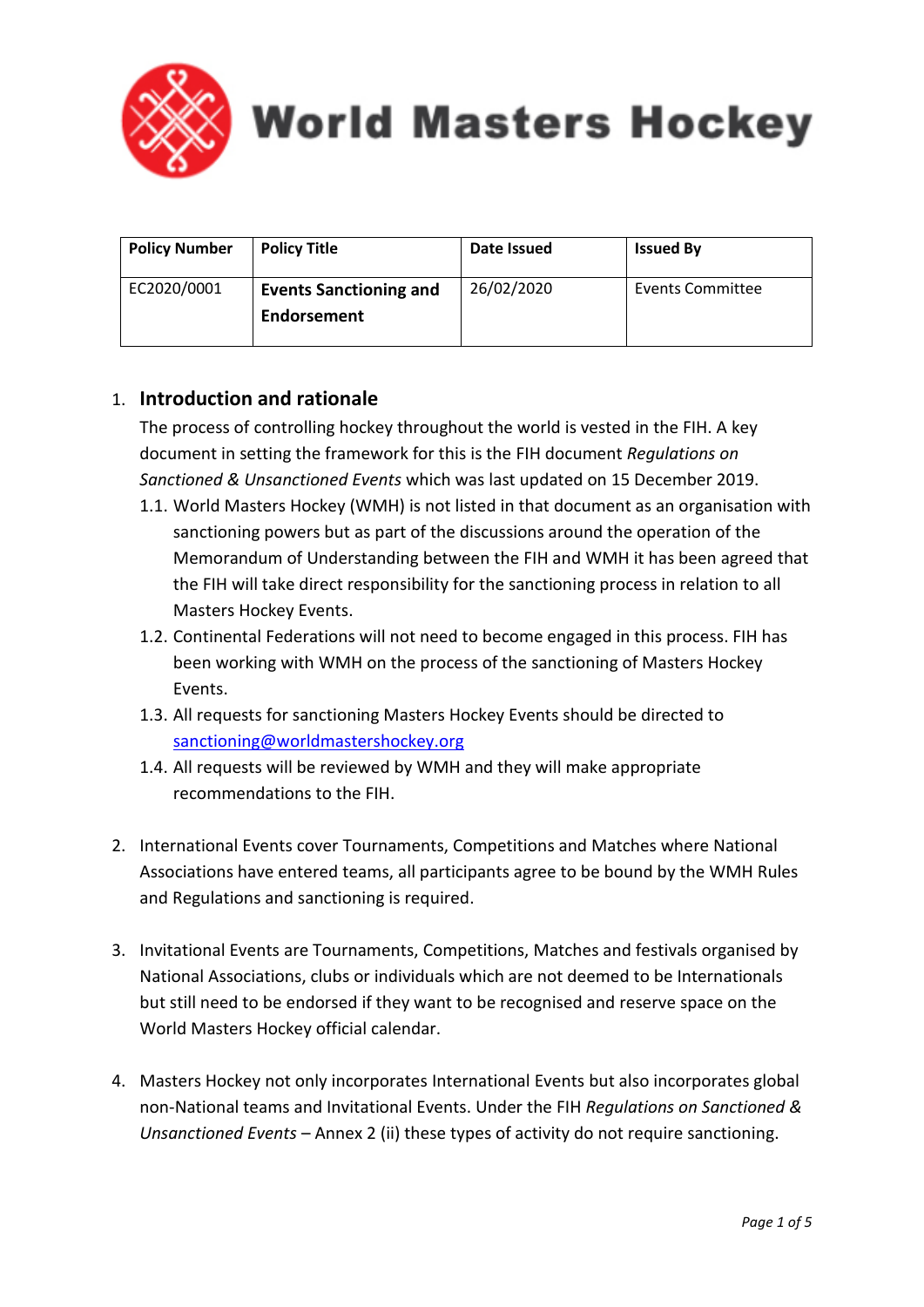# World Masters Hockey

| Policy Number | Policy Title | Date Issued | Issued By |
|---|---|---|---|
| EC2020/0001 | **Events Sanctioning and Endorsement** | 26/02/2020 | Events Committee |

## 1. Introduction and rationale

The process of controlling hockey throughout the world is vested in the FIH. A key document in setting the framework for this is the FIH document *Regulations on Sanctioned & Unsanctioned Events* which was last updated on 15 December 2019.

1.1. World Masters Hockey (WMH) is not listed in that document as an organisation with sanctioning powers but as part of the discussions around the operation of the Memorandum of Understanding between the FIH and WMH it has been agreed that the FIH will take direct responsibility for the sanctioning process in relation to all Masters Hockey Events.

1.2. Continental Federations will not need to become engaged in this process. FIH has been working with WMH on the process of the sanctioning of Masters Hockey Events.

1.3. All requests for sanctioning Masters Hockey Events should be directed to sanctioning@worldmastershockey.org

1.4. All requests will be reviewed by WMH and they will make appropriate recommendations to the FIH.

2. International Events cover Tournaments, Competitions and Matches where National Associations have entered teams, all participants agree to be bound by the WMH Rules and Regulations and sanctioning is required.

3. Invitational Events are Tournaments, Competitions, Matches and festivals organised by National Associations, clubs or individuals which are not deemed to be Internationals but still need to be endorsed if they want to be recognised and reserve space on the World Masters Hockey official calendar.

4. Masters Hockey not only incorporates International Events but also incorporates global non-National teams and Invitational Events. Under the FIH *Regulations on Sanctioned & Unsanctioned Events* – Annex 2 (ii) these types of activity do not require sanctioning.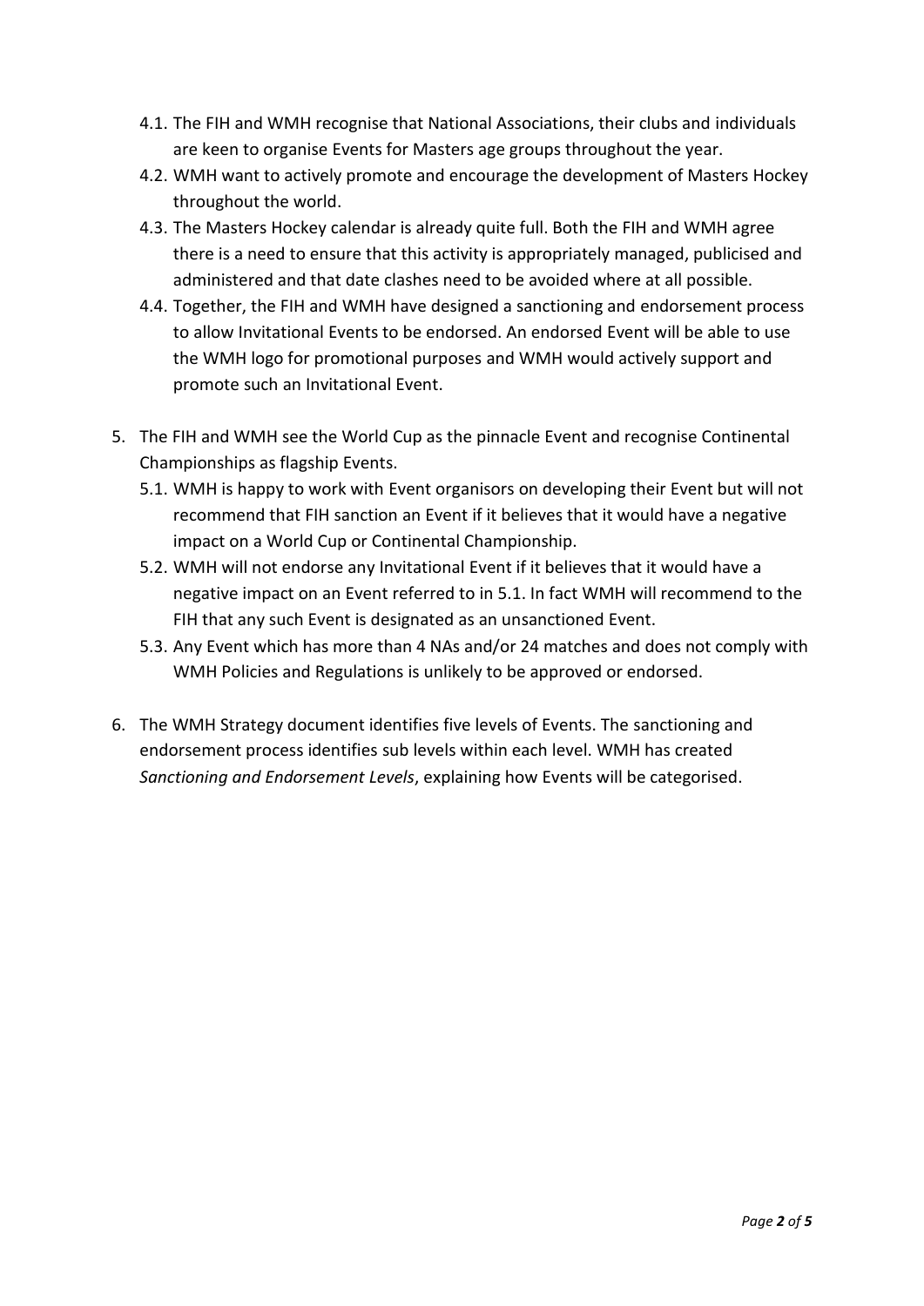4.1. The FIH and WMH recognise that National Associations, their clubs and individuals are keen to organise Events for Masters age groups throughout the year.

4.2. WMH want to actively promote and encourage the development of Masters Hockey throughout the world.

4.3. The Masters Hockey calendar is already quite full. Both the FIH and WMH agree there is a need to ensure that this activity is appropriately managed, publicised and administered and that date clashes need to be avoided where at all possible.

4.4. Together, the FIH and WMH have designed a sanctioning and endorsement process to allow Invitational Events to be endorsed. An endorsed Event will be able to use the WMH logo for promotional purposes and WMH would actively support and promote such an Invitational Event.

5. The FIH and WMH see the World Cup as the pinnacle Event and recognise Continental Championships as flagship Events.

   5.1. WMH is happy to work with Event organisors on developing their Event but will not recommend that FIH sanction an Event if it believes that it would have a negative impact on a World Cup or Continental Championship.

   5.2. WMH will not endorse any Invitational Event if it believes that it would have a negative impact on an Event referred to in 5.1. In fact WMH will recommend to the FIH that any such Event is designated as an unsanctioned Event.

   5.3. Any Event which has more than 4 NAs and/or 24 matches and does not comply with WMH Policies and Regulations is unlikely to be approved or endorsed.

6. The WMH Strategy document identifies five levels of Events. The sanctioning and endorsement process identifies sub levels within each level. WMH has created *Sanctioning and Endorsement Levels*, explaining how Events will be categorised.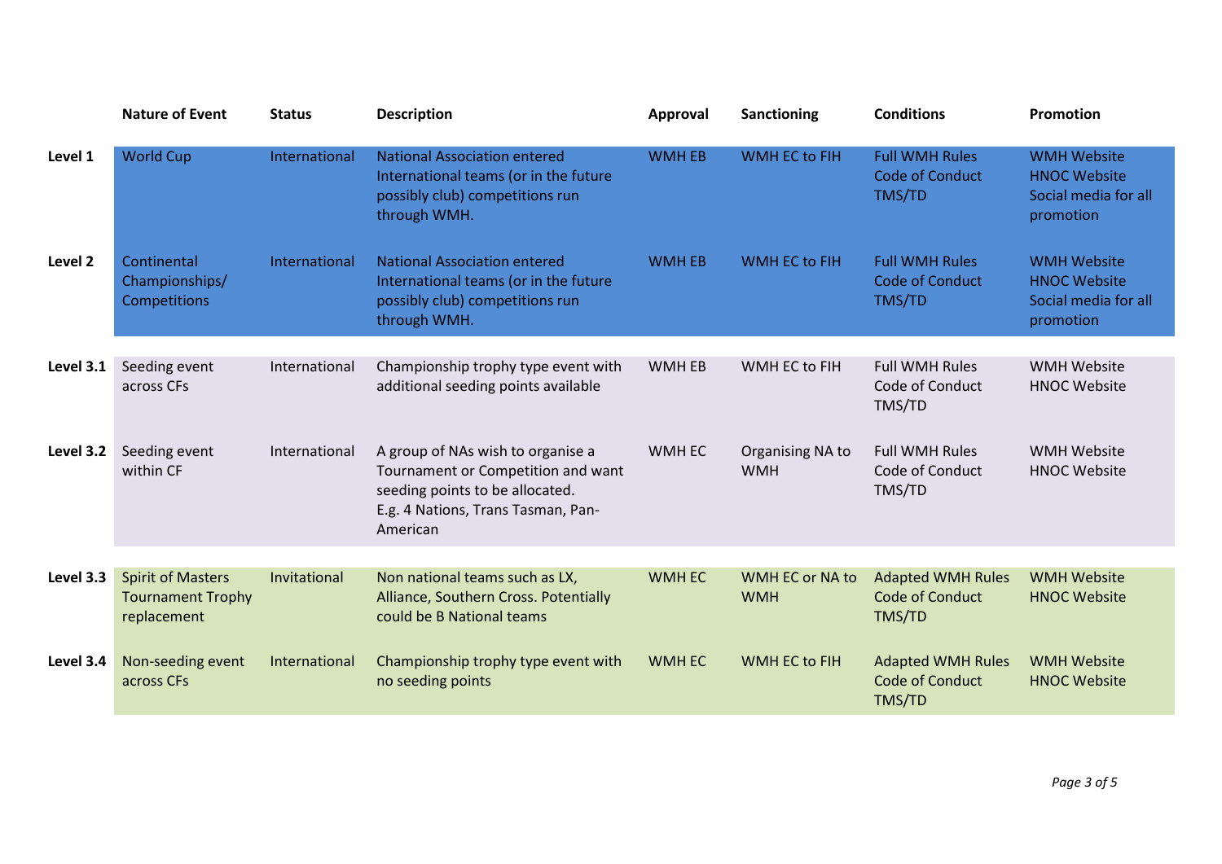| | Nature of Event | Status | Description | Approval | Sanctioning | Conditions | Promotion |
|---|---|---|---|---|---|---|---|
| **Level 1** | World Cup | International | National Association entered International teams (or in the future possibly club) competitions run through WMH. | WMH EB | WMH EC to FIH | Full WMH Rules<br>Code of Conduct<br>TMS/TD | WMH Website<br>HNOC Website<br>Social media for all promotion |
| **Level 2** | Continental Championships/ Competitions | International | National Association entered International teams (or in the future possibly club) competitions run through WMH. | WMH EB | WMH EC to FIH | Full WMH Rules<br>Code of Conduct<br>TMS/TD | WMH Website<br>HNOC Website<br>Social media for all promotion |
| **Level 3.1** | Seeding event across CFs | International | Championship trophy type event with additional seeding points available | WMH EB | WMH EC to FIH | Full WMH Rules<br>Code of Conduct<br>TMS/TD | WMH Website<br>HNOC Website |
| **Level 3.2** | Seeding event within CF | International | A group of NAs wish to organise a Tournament or Competition and want seeding points to be allocated.<br>E.g. 4 Nations, Trans Tasman, Pan-American | WMH EC | Organising NA to WMH | Full WMH Rules<br>Code of Conduct<br>TMS/TD | WMH Website<br>HNOC Website |
| **Level 3.3** | Spirit of Masters Tournament Trophy replacement | Invitational | Non national teams such as LX, Alliance, Southern Cross. Potentially could be B National teams | WMH EC | WMH EC or NA to WMH | Adapted WMH Rules<br>Code of Conduct<br>TMS/TD | WMH Website<br>HNOC Website |
| **Level 3.4** | Non-seeding event across CFs | International | Championship trophy type event with no seeding points | WMH EC | WMH EC to FIH | Adapted WMH Rules<br>Code of Conduct<br>TMS/TD | WMH Website<br>HNOC Website |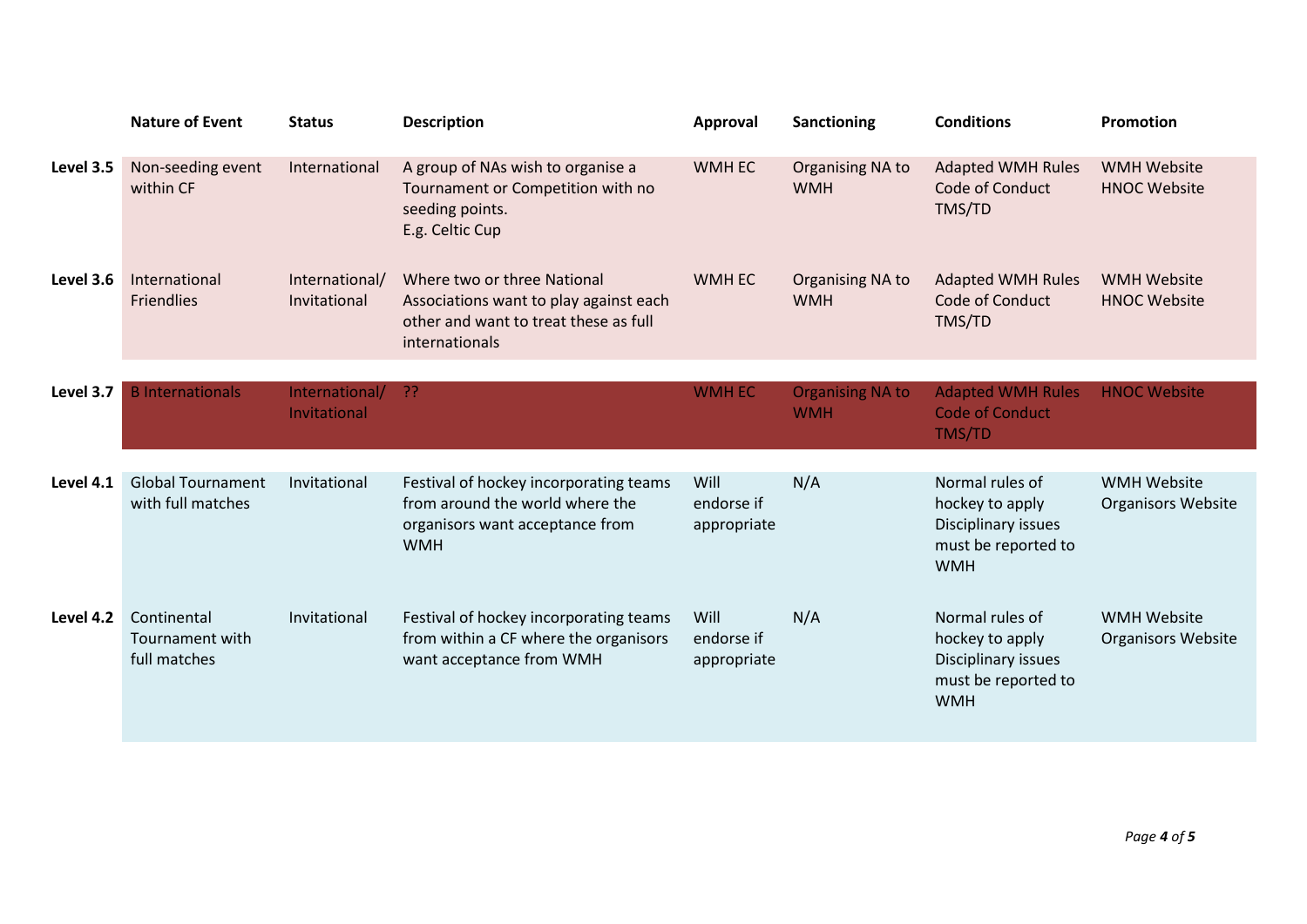| | Nature of Event | Status | Description | Approval | Sanctioning | Conditions | Promotion |
|---|---|---|---|---|---|---|---|
| **Level 3.5** | Non-seeding event within CF | International | A group of NAs wish to organise a Tournament or Competition with no seeding points. E.g. Celtic Cup | WMH EC | Organising NA to WMH | Adapted WMH Rules Code of Conduct TMS/TD | WMH Website HNOC Website |
| **Level 3.6** | International Friendlies | International/ Invitational | Where two or three National Associations want to play against each other and want to treat these as full internationals | WMH EC | Organising NA to WMH | Adapted WMH Rules Code of Conduct TMS/TD | WMH Website HNOC Website |
| **Level 3.7** | B Internationals | International/ Invitational | ?? | WMH EC | Organising NA to WMH | Adapted WMH Rules Code of Conduct TMS/TD | HNOC Website |
| **Level 4.1** | Global Tournament with full matches | Invitational | Festival of hockey incorporating teams from around the world where the organisors want acceptance from WMH | Will endorse if appropriate | N/A | Normal rules of hockey to apply Disciplinary issues must be reported to WMH | WMH Website Organisors Website |
| **Level 4.2** | Continental Tournament with full matches | Invitational | Festival of hockey incorporating teams from within a CF where the organisors want acceptance from WMH | Will endorse if appropriate | N/A | Normal rules of hockey to apply Disciplinary issues must be reported to WMH | WMH Website Organisors Website |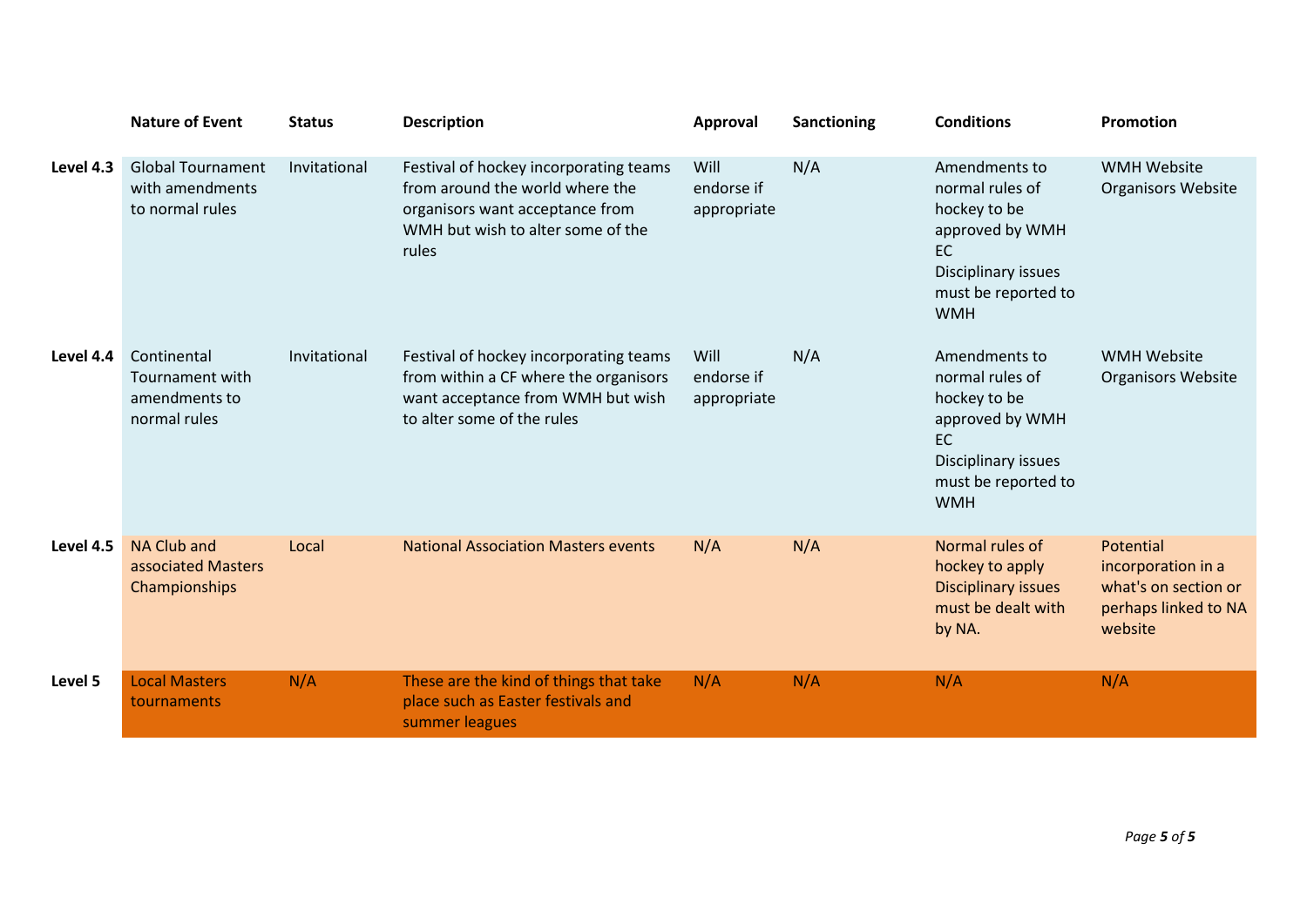| | Nature of Event | Status | Description | Approval | Sanctioning | Conditions | Promotion |
|---|---|---|---|---|---|---|---|
| **Level 4.3** | Global Tournament with amendments to normal rules | Invitational | Festival of hockey incorporating teams from around the world where the organisors want acceptance from WMH but wish to alter some of the rules | Will endorse if appropriate | N/A | Amendments to normal rules of hockey to be approved by WMH EC<br>Disciplinary issues must be reported to WMH | WMH Website<br>Organisors Website |
| **Level 4.4** | Continental Tournament with amendments to normal rules | Invitational | Festival of hockey incorporating teams from within a CF where the organisors want acceptance from WMH but wish to alter some of the rules | Will endorse if appropriate | N/A | Amendments to normal rules of hockey to be approved by WMH EC<br>Disciplinary issues must be reported to WMH | WMH Website<br>Organisors Website |
| **Level 4.5** | NA Club and associated Masters Championships | Local | National Association Masters events | N/A | N/A | Normal rules of hockey to apply<br>Disciplinary issues must be dealt with by NA. | Potential incorporation in a what's on section or perhaps linked to NA website |
| **Level 5** | Local Masters tournaments | N/A | These are the kind of things that take place such as Easter festivals and summer leagues | N/A | N/A | N/A | N/A |